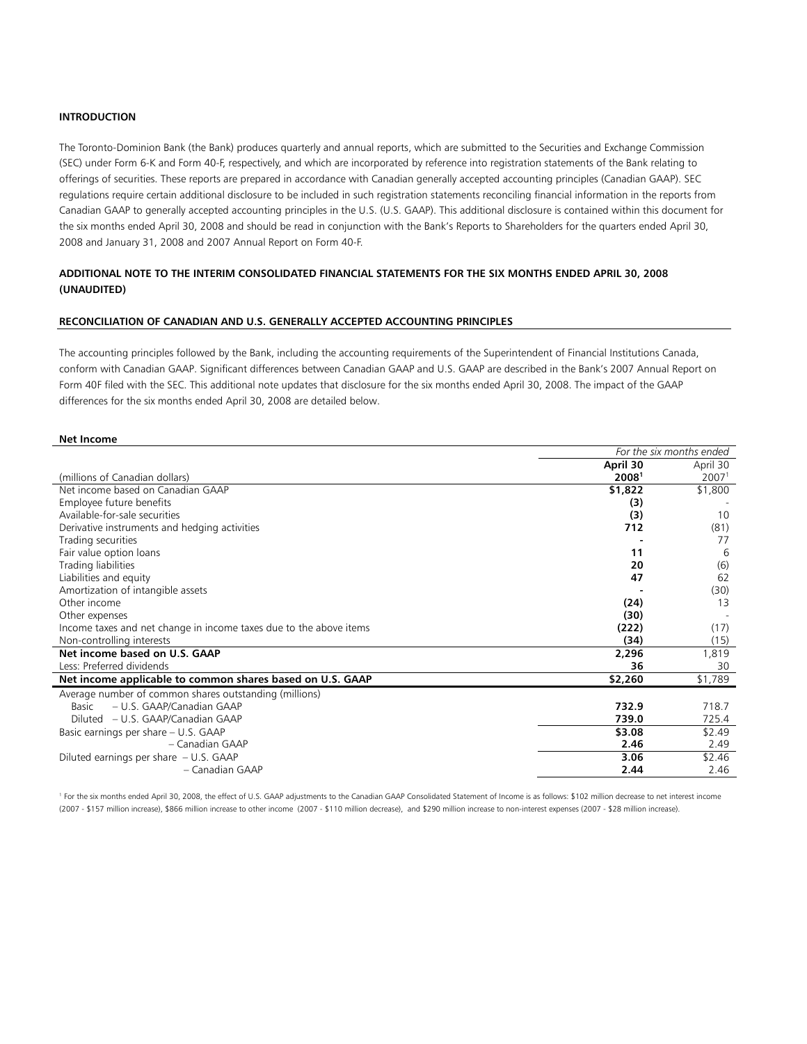## INTRODUCTION

The Toronto-Dominion Bank (the Bank) produces quarterly and annual reports, which are submitted to the Securities and Exchange Commission (SEC) under Form 6-K and Form 40-F, respectively, and which are incorporated by reference into registration statements of the Bank relating to offerings of securities. These reports are prepared in accordance with Canadian generally accepted accounting principles (Canadian GAAP). SEC regulations require certain additional disclosure to be included in such registration statements reconciling financial information in the reports from Canadian GAAP to generally accepted accounting principles in the U.S. (U.S. GAAP). This additional disclosure is contained within this document for the six months ended April 30, 2008 and should be read in conjunction with the Bank's Reports to Shareholders for the quarters ended April 30, 2008 and January 31, 2008 and 2007 Annual Report on Form 40-F.

## ADDITIONAL NOTE TO THE INTERIM CONSOLIDATED FINANCIAL STATEMENTS FOR THE SIX MONTHS ENDED APRIL 30, 2008 (UNAUDITED)

### RECONCILIATION OF CANADIAN AND U.S. GENERALLY ACCEPTED ACCOUNTING PRINCIPLES

The accounting principles followed by the Bank, including the accounting requirements of the Superintendent of Financial Institutions Canada, conform with Canadian GAAP. Significant differences between Canadian GAAP and U.S. GAAP are described in the Bank's 2007 Annual Report on Form 40F filed with the SEC. This additional note updates that disclosure for the six months ended April 30, 2008. The impact of the GAAP differences for the six months ended April 30, 2008 are detailed below.

**Net Income**

| | *For the six months ended* | |
|---|---|---|
| (millions of Canadian dollars) | **April 30 2008**[1] | April 30 2007[1] |
| Net income based on Canadian GAAP | **\$1,822** | \$1,800 |
| Employee future benefits | **(3)** | - |
| Available-for-sale securities | **(3)** | 10 |
| Derivative instruments and hedging activities | **712** | (81) |
| Trading securities | **-** | 77 |
| Fair value option loans | **11** | 6 |
| Trading liabilities | **20** | (6) |
| Liabilities and equity | **47** | 62 |
| Amortization of intangible assets | **-** | (30) |
| Other income | **(24)** | 13 |
| Other expenses | **(30)** | - |
| Income taxes and net change in income taxes due to the above items | **(222)** | (17) |
| Non-controlling interests | **(34)** | (15) |
| **Net income based on U.S. GAAP** | **2,296** | 1,819 |
| Less: Preferred dividends | **36** | 30 |
| **Net income applicable to common shares based on U.S. GAAP** | **\$2,260** | \$1,789 |
| Average number of common shares outstanding (millions) | | |
| Basic – U.S. GAAP/Canadian GAAP | **732.9** | 718.7 |
| Diluted – U.S. GAAP/Canadian GAAP | **739.0** | 725.4 |
| Basic earnings per share – U.S. GAAP | **\$3.08** | \$2.49 |
| – Canadian GAAP | **2.46** | 2.49 |
| Diluted earnings per share – U.S. GAAP | **3.06** | \$2.46 |
| – Canadian GAAP | **2.44** | 2.46 |

[1] For the six months ended April 30, 2008, the effect of U.S. GAAP adjustments to the Canadian GAAP Consolidated Statement of Income is as follows: \$102 million decrease to net interest income (2007 - \$157 million increase), \$866 million increase to other income (2007 - \$110 million decrease), and \$290 million increase to non-interest expenses (2007 - \$28 million increase).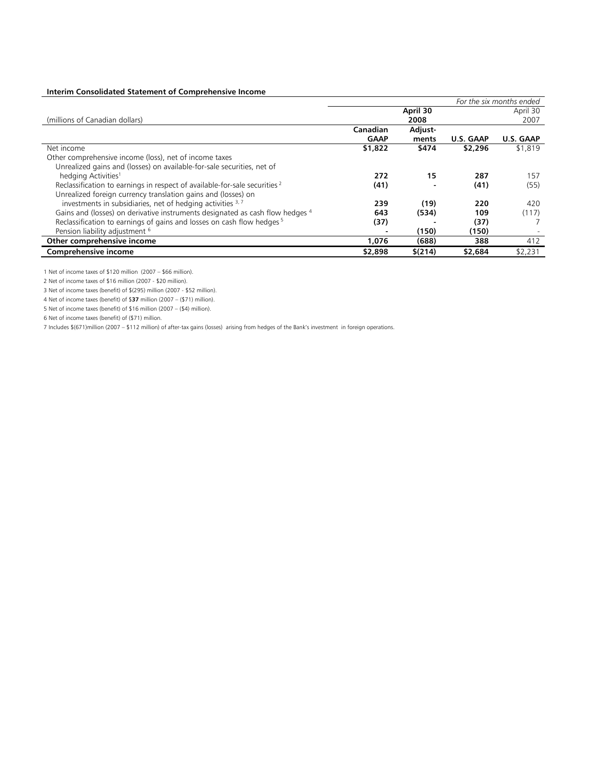**Interim Consolidated Statement of Comprehensive Income**

| | | | | *For the six months ended* |
|---|---|---|---|---|
| | | **April 30** | | April 30 |
| (millions of Canadian dollars) | | **2008** | | 2007 |
| | **Canadian GAAP** | **Adjust-ments** | **U.S. GAAP** | **U.S. GAAP** |
| Net income | **$1,822** | **$474** | **$2,296** | $1,819 |
| Other comprehensive income (loss), net of income taxes | | | | |
| Unrealized gains and (losses) on available-for-sale securities, net of hedging Activities[1] | **272** | **15** | **287** | 157 |
| Reclassification to earnings in respect of available-for-sale securities [2] | **(41)** | **-** | **(41)** | (55) |
| Unrealized foreign currency translation gains and (losses) on investments in subsidiaries, net of hedging activities [3, 7] | **239** | **(19)** | **220** | 420 |
| Gains and (losses) on derivative instruments designated as cash flow hedges [4] | **643** | **(534)** | **109** | (117) |
| Reclassification to earnings of gains and losses on cash flow hedges [5] | **(37)** | **-** | **(37)** | 7 |
| Pension liability adjustment [6] | **-** | **(150)** | **(150)** | - |
| **Other comprehensive income** | **1,076** | **(688)** | **388** | 412 |
| **Comprehensive income** | **$2,898** | **$(214)** | **$2,684** | $2,231 |

1 Net of income taxes of $120 million (2007 – $66 million).

2 Net of income taxes of $16 million (2007 - $20 million).

3 Net of income taxes (benefit) of $(295) million (2007 - $52 million).

4 Net of income taxes (benefit) of $**37** million (2007 – ($71) million).

5 Net of income taxes (benefit) of $16 million (2007 – ($4) million).

6 Net of income taxes (benefit) of ($71) million.

7 Includes $(671)million (2007 – $112 million) of after-tax gains (losses) arising from hedges of the Bank's investment in foreign operations.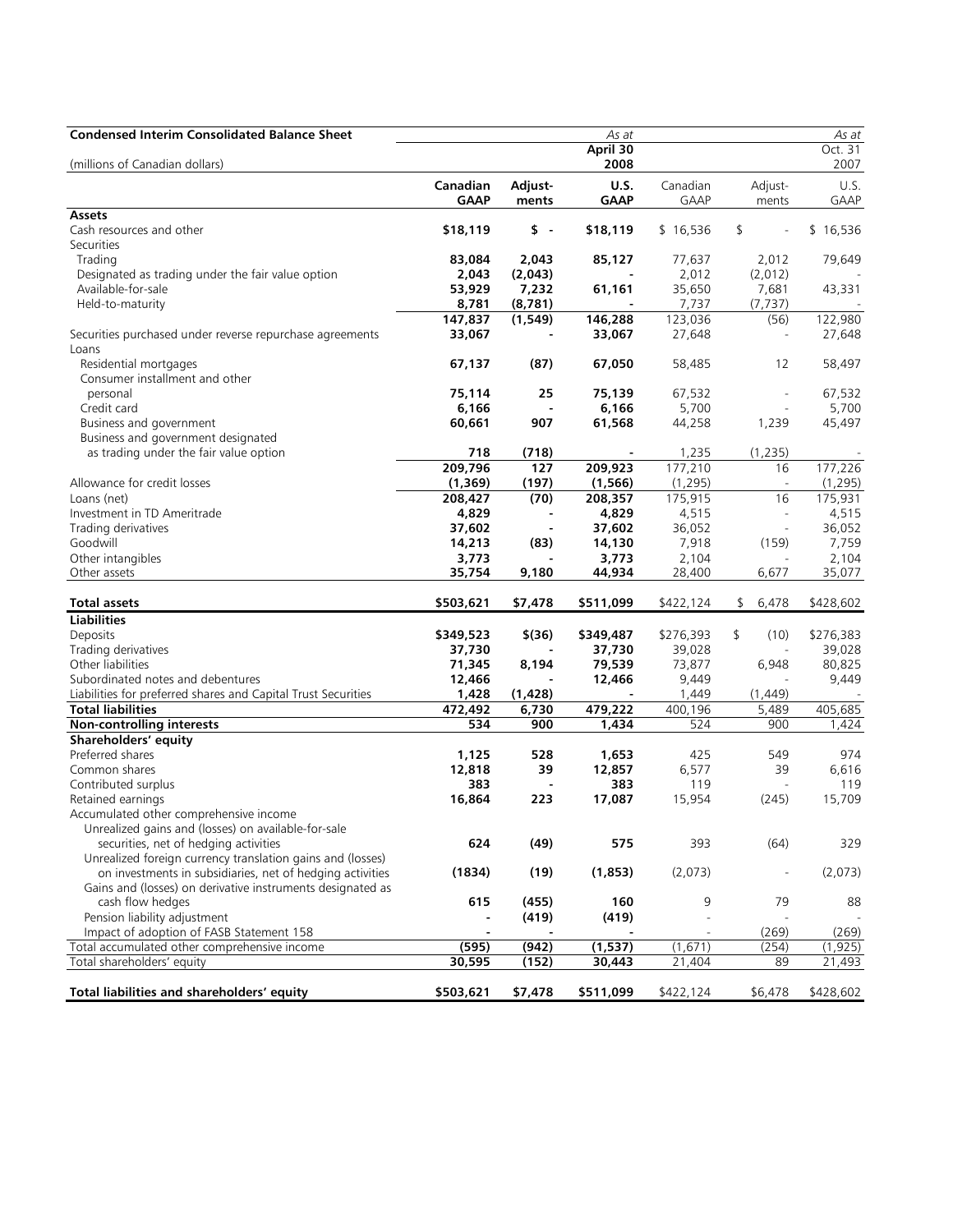| Condensed Interim Consolidated Balance Sheet | | As at | | | | As at |
|---|---|---|---|---|---|---|
| | | April 30 | | | | Oct. 31 |
| (millions of Canadian dollars) | | 2008 | | | | 2007 |
| | **Canadian GAAP** | **Adjust-ments** | **U.S. GAAP** | Canadian GAAP | Adjust-ments | U.S. GAAP |
| **Assets** | | | | | | |
| Cash resources and other | **$18,119** | **$ -** | **$18,119** | $ 16,536 | $ - | $ 16,536 |
| Securities | | | | | | |
| Trading | **83,084** | **2,043** | **85,127** | 77,637 | 2,012 | 79,649 |
| Designated as trading under the fair value option | **2,043** | **(2,043)** | **-** | 2,012 | (2,012) | - |
| Available-for-sale | **53,929** | **7,232** | **61,161** | 35,650 | 7,681 | 43,331 |
| Held-to-maturity | **8,781** | **(8,781)** | **-** | 7,737 | (7,737) | - |
| | **147,837** | **(1,549)** | **146,288** | 123,036 | (56) | 122,980 |
| Securities purchased under reverse repurchase agreements | **33,067** | **-** | **33,067** | 27,648 | - | 27,648 |
| Loans | | | | | | |
| Residential mortgages | **67,137** | **(87)** | **67,050** | 58,485 | 12 | 58,497 |
| Consumer installment and other personal | **75,114** | **25** | **75,139** | 67,532 | - | 67,532 |
| Credit card | **6,166** | **-** | **6,166** | 5,700 | - | 5,700 |
| Business and government | **60,661** | **907** | **61,568** | 44,258 | 1,239 | 45,497 |
| Business and government designated as trading under the fair value option | **718** | **(718)** | **-** | 1,235 | (1,235) | - |
| | **209,796** | **127** | **209,923** | 177,210 | 16 | 177,226 |
| Allowance for credit losses | **(1,369)** | **(197)** | **(1,566)** | (1,295) | - | (1,295) |
| Loans (net) | **208,427** | **(70)** | **208,357** | 175,915 | 16 | 175,931 |
| Investment in TD Ameritrade | **4,829** | **-** | **4,829** | 4,515 | - | 4,515 |
| Trading derivatives | **37,602** | **-** | **37,602** | 36,052 | - | 36,052 |
| Goodwill | **14,213** | **(83)** | **14,130** | 7,918 | (159) | 7,759 |
| Other intangibles | **3,773** | **-** | **3,773** | 2,104 | - | 2,104 |
| Other assets | **35,754** | **9,180** | **44,934** | 28,400 | 6,677 | 35,077 |
| **Total assets** | **$503,621** | **$7,478** | **$511,099** | $422,124 | $ 6,478 | $428,602 |
| **Liabilities** | | | | | | |
| Deposits | **$349,523** | **$(36)** | **$349,487** | $276,393 | $ (10) | $276,383 |
| Trading derivatives | **37,730** | **-** | **37,730** | 39,028 | - | 39,028 |
| Other liabilities | **71,345** | **8,194** | **79,539** | 73,877 | 6,948 | 80,825 |
| Subordinated notes and debentures | **12,466** | **-** | **12,466** | 9,449 | - | 9,449 |
| Liabilities for preferred shares and Capital Trust Securities | **1,428** | **(1,428)** | **-** | 1,449 | (1,449) | - |
| **Total liabilities** | **472,492** | **6,730** | **479,222** | 400,196 | 5,489 | 405,685 |
| **Non-controlling interests** | **534** | **900** | **1,434** | 524 | 900 | 1,424 |
| **Shareholders' equity** | | | | | | |
| Preferred shares | **1,125** | **528** | **1,653** | 425 | 549 | 974 |
| Common shares | **12,818** | **39** | **12,857** | 6,577 | 39 | 6,616 |
| Contributed surplus | **383** | **-** | **383** | 119 | - | 119 |
| Retained earnings | **16,864** | **223** | **17,087** | 15,954 | (245) | 15,709 |
| Accumulated other comprehensive income | | | | | | |
| Unrealized gains and (losses) on available-for-sale securities, net of hedging activities | **624** | **(49)** | **575** | 393 | (64) | 329 |
| Unrealized foreign currency translation gains and (losses) on investments in subsidiaries, net of hedging activities | **(1834)** | **(19)** | **(1,853)** | (2,073) | - | (2,073) |
| Gains and (losses) on derivative instruments designated as cash flow hedges | **615** | **(455)** | **160** | 9 | 79 | 88 |
| Pension liability adjustment | **-** | **(419)** | **(419)** | - | - | - |
| Impact of adoption of FASB Statement 158 | **-** | **-** | **-** | - | (269) | (269) |
| Total accumulated other comprehensive income | **(595)** | **(942)** | **(1,537)** | (1,671) | (254) | (1,925) |
| Total shareholders' equity | **30,595** | **(152)** | **30,443** | 21,404 | 89 | 21,493 |
| **Total liabilities and shareholders' equity** | **$503,621** | **$7,478** | **$511,099** | $422,124 | $6,478 | $428,602 |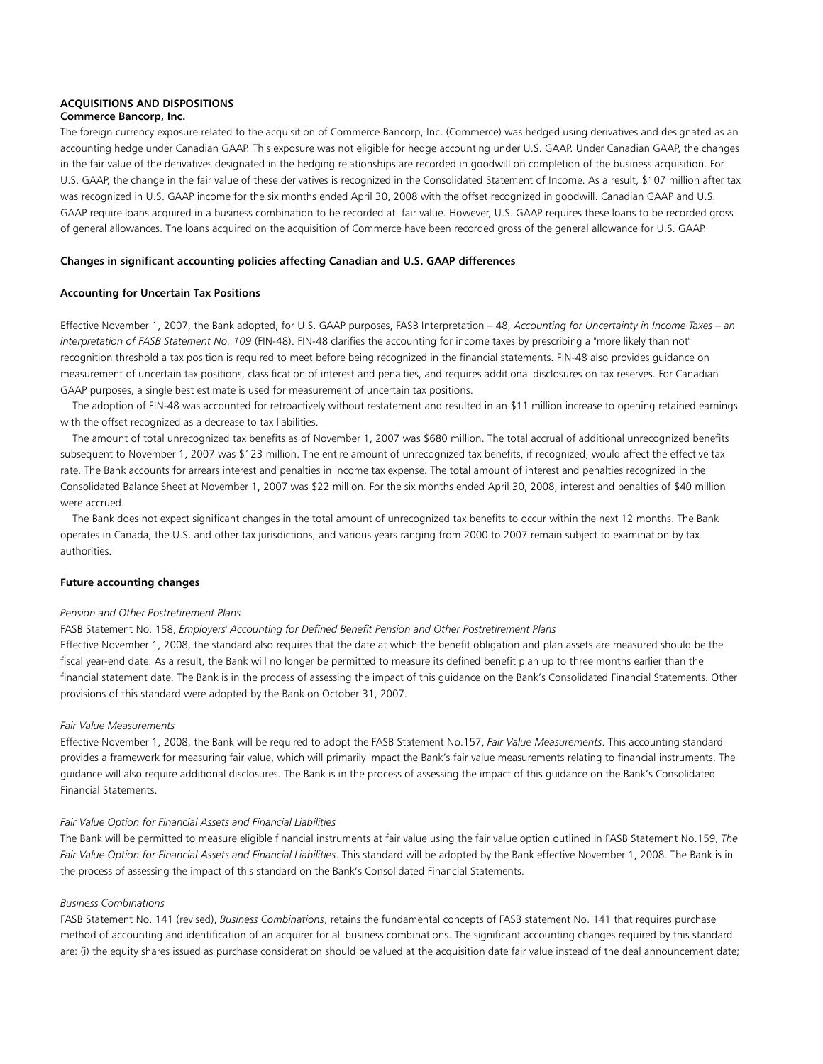## ACQUISITIONS AND DISPOSITIONS

**Commerce Bancorp, Inc.**

The foreign currency exposure related to the acquisition of Commerce Bancorp, Inc. (Commerce) was hedged using derivatives and designated as an accounting hedge under Canadian GAAP. This exposure was not eligible for hedge accounting under U.S. GAAP. Under Canadian GAAP, the changes in the fair value of the derivatives designated in the hedging relationships are recorded in goodwill on completion of the business acquisition. For U.S. GAAP, the change in the fair value of these derivatives is recognized in the Consolidated Statement of Income. As a result, $107 million after tax was recognized in U.S. GAAP income for the six months ended April 30, 2008 with the offset recognized in goodwill. Canadian GAAP and U.S. GAAP require loans acquired in a business combination to be recorded at fair value. However, U.S. GAAP requires these loans to be recorded gross of general allowances. The loans acquired on the acquisition of Commerce have been recorded gross of the general allowance for U.S. GAAP.

**Changes in significant accounting policies affecting Canadian and U.S. GAAP differences**

**Accounting for Uncertain Tax Positions**

Effective November 1, 2007, the Bank adopted, for U.S. GAAP purposes, FASB Interpretation – 48, *Accounting for Uncertainty in Income Taxes – an interpretation of FASB Statement No. 109* (FIN-48). FIN-48 clarifies the accounting for income taxes by prescribing a "more likely than not" recognition threshold a tax position is required to meet before being recognized in the financial statements. FIN-48 also provides guidance on measurement of uncertain tax positions, classification of interest and penalties, and requires additional disclosures on tax reserves. For Canadian GAAP purposes, a single best estimate is used for measurement of uncertain tax positions.

The adoption of FIN-48 was accounted for retroactively without restatement and resulted in an $11 million increase to opening retained earnings with the offset recognized as a decrease to tax liabilities.

The amount of total unrecognized tax benefits as of November 1, 2007 was $680 million. The total accrual of additional unrecognized benefits subsequent to November 1, 2007 was $123 million. The entire amount of unrecognized tax benefits, if recognized, would affect the effective tax rate. The Bank accounts for arrears interest and penalties in income tax expense. The total amount of interest and penalties recognized in the Consolidated Balance Sheet at November 1, 2007 was $22 million. For the six months ended April 30, 2008, interest and penalties of $40 million were accrued.

The Bank does not expect significant changes in the total amount of unrecognized tax benefits to occur within the next 12 months. The Bank operates in Canada, the U.S. and other tax jurisdictions, and various years ranging from 2000 to 2007 remain subject to examination by tax authorities.

**Future accounting changes**

*Pension and Other Postretirement Plans*

FASB Statement No. 158, *Employers' Accounting for Defined Benefit Pension and Other Postretirement Plans*

Effective November 1, 2008, the standard also requires that the date at which the benefit obligation and plan assets are measured should be the fiscal year-end date. As a result, the Bank will no longer be permitted to measure its defined benefit plan up to three months earlier than the financial statement date. The Bank is in the process of assessing the impact of this guidance on the Bank's Consolidated Financial Statements. Other provisions of this standard were adopted by the Bank on October 31, 2007.

*Fair Value Measurements*

Effective November 1, 2008, the Bank will be required to adopt the FASB Statement No.157, *Fair Value Measurements*. This accounting standard provides a framework for measuring fair value, which will primarily impact the Bank's fair value measurements relating to financial instruments. The guidance will also require additional disclosures. The Bank is in the process of assessing the impact of this guidance on the Bank's Consolidated Financial Statements.

*Fair Value Option for Financial Assets and Financial Liabilities*

The Bank will be permitted to measure eligible financial instruments at fair value using the fair value option outlined in FASB Statement No.159, *The Fair Value Option for Financial Assets and Financial Liabilities*. This standard will be adopted by the Bank effective November 1, 2008. The Bank is in the process of assessing the impact of this standard on the Bank's Consolidated Financial Statements.

*Business Combinations*

FASB Statement No. 141 (revised), *Business Combinations*, retains the fundamental concepts of FASB statement No. 141 that requires purchase method of accounting and identification of an acquirer for all business combinations. The significant accounting changes required by this standard are: (i) the equity shares issued as purchase consideration should be valued at the acquisition date fair value instead of the deal announcement date;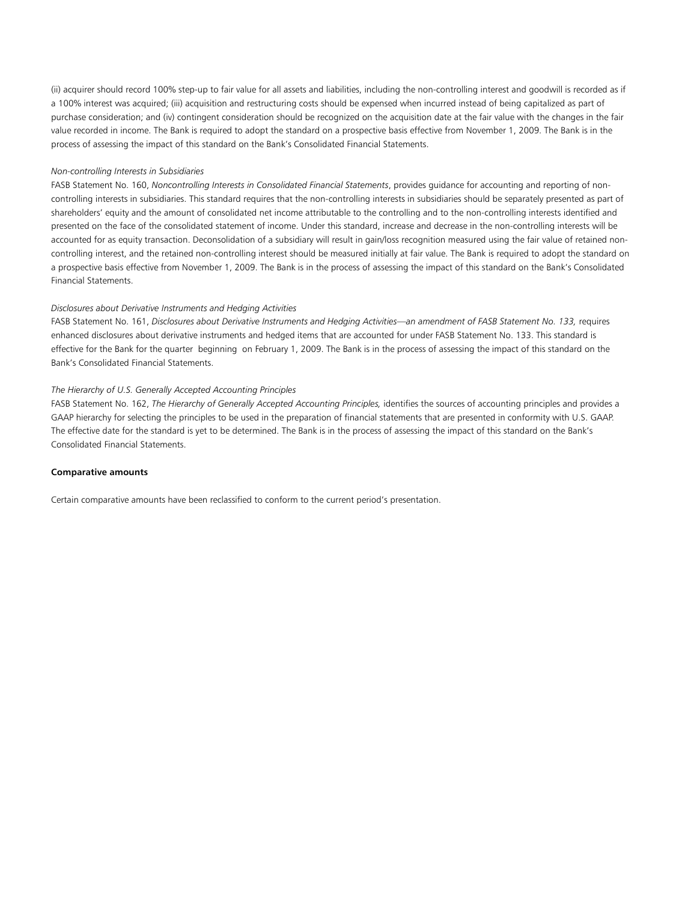(ii) acquirer should record 100% step-up to fair value for all assets and liabilities, including the non-controlling interest and goodwill is recorded as if a 100% interest was acquired; (iii) acquisition and restructuring costs should be expensed when incurred instead of being capitalized as part of purchase consideration; and (iv) contingent consideration should be recognized on the acquisition date at the fair value with the changes in the fair value recorded in income. The Bank is required to adopt the standard on a prospective basis effective from November 1, 2009. The Bank is in the process of assessing the impact of this standard on the Bank's Consolidated Financial Statements.

*Non-controlling Interests in Subsidiaries*

FASB Statement No. 160, *Noncontrolling Interests in Consolidated Financial Statements*, provides guidance for accounting and reporting of non-controlling interests in subsidiaries. This standard requires that the non-controlling interests in subsidiaries should be separately presented as part of shareholders' equity and the amount of consolidated net income attributable to the controlling and to the non-controlling interests identified and presented on the face of the consolidated statement of income. Under this standard, increase and decrease in the non-controlling interests will be accounted for as equity transaction. Deconsolidation of a subsidiary will result in gain/loss recognition measured using the fair value of retained non-controlling interest, and the retained non-controlling interest should be measured initially at fair value. The Bank is required to adopt the standard on a prospective basis effective from November 1, 2009. The Bank is in the process of assessing the impact of this standard on the Bank's Consolidated Financial Statements.

*Disclosures about Derivative Instruments and Hedging Activities*

FASB Statement No. 161, *Disclosures about Derivative Instruments and Hedging Activities—an amendment of FASB Statement No. 133,* requires enhanced disclosures about derivative instruments and hedged items that are accounted for under FASB Statement No. 133. This standard is effective for the Bank for the quarter beginning on February 1, 2009. The Bank is in the process of assessing the impact of this standard on the Bank's Consolidated Financial Statements.

*The Hierarchy of U.S. Generally Accepted Accounting Principles*

FASB Statement No. 162, *The Hierarchy of Generally Accepted Accounting Principles,* identifies the sources of accounting principles and provides a GAAP hierarchy for selecting the principles to be used in the preparation of financial statements that are presented in conformity with U.S. GAAP. The effective date for the standard is yet to be determined. The Bank is in the process of assessing the impact of this standard on the Bank's Consolidated Financial Statements.

**Comparative amounts**

Certain comparative amounts have been reclassified to conform to the current period's presentation.